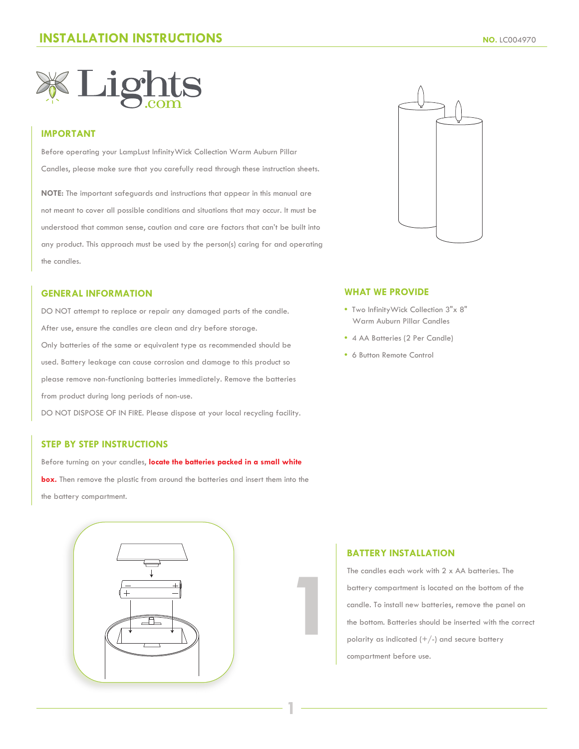# INSTALLATION INSTRUCTIONS

**NO.** LC004970

## IMPORTANT

Before operating your LampLust InfinityWick Collection Warm Auburn Pillar Candles, please make sure that you carefully read through these instruction sheets.

**NOTE:** The important safeguards and instructions that appear in this manual are not meant to cover all possible conditions and situations that may occur. It must be understood that common sense, caution and care are factors that can't be built into any product. This approach must be used by the person(s) caring for and operating the candles.

## GENERAL INFORMATION

DO NOT attempt to replace or repair any damaged parts of the candle.

After use, ensure the candles are clean and dry before storage.

Only batteries of the same or equivalent type as recommended should be used. Battery leakage can cause corrosion and damage to this product so please remove non-functioning batteries immediately. Remove the batteries from product during long periods of non-use.

DO NOT DISPOSE OF IN FIRE. Please dispose at your local recycling facility.

## WHAT WE PROVIDE

- Two InfinityWick Collection 3"x 8" Warm Auburn Pillar Candles
- 4 AA Batteries (2 Per Candle)
- 6 Button Remote Control

## STEP BY STEP INSTRUCTIONS

Before turning on your candles, **locate the batteries packed in a small white box.** Then remove the plastic from around the batteries and insert them into the the battery compartment.

## 1

## BATTERY INSTALLATION

The candles each work with 2 x AA batteries. The battery compartment is located on the bottom of the candle. To install new batteries, remove the panel on the bottom. Batteries should be inserted with the correct polarity as indicated (+/-) and secure battery compartment before use.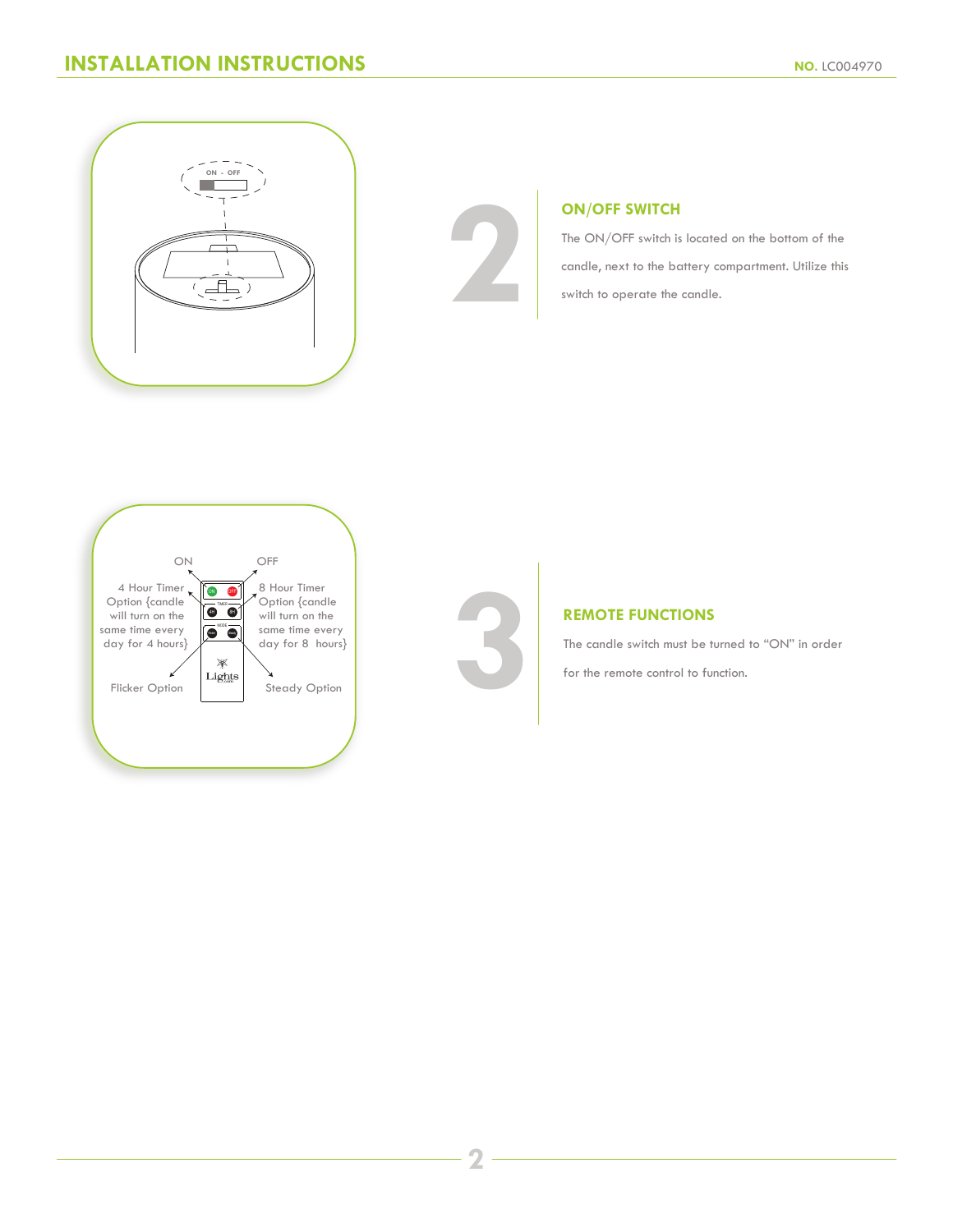# INSTALLATION INSTRUCTIONS

**NO.** LC004970

ON - OFF

## 2

### ON/OFF SWITCH

The ON/OFF switch is located on the bottom of the candle, next to the battery compartment. Utilize this switch to operate the candle.

ON

OFF

4 Hour Timer Option {candle will turn on the same time every day for 4 hours}

8 Hour Timer Option {candle will turn on the same time every day for 8 hours}

Flicker Option

Steady Option

## 3

### REMOTE FUNCTIONS

The candle switch must be turned to "ON" in order for the remote control to function.